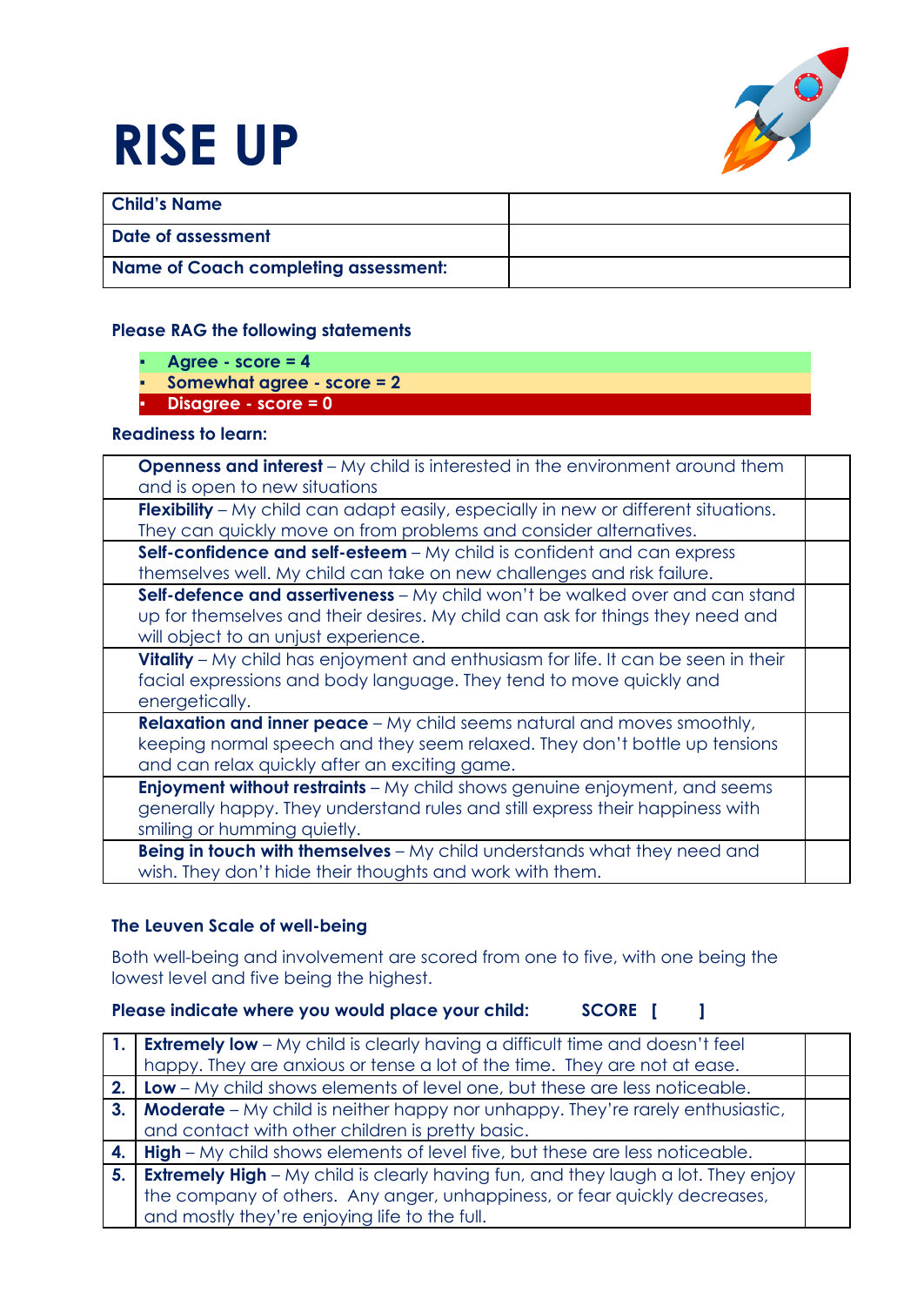# RISE UP

| | |
|---|---|
| **Child's Name** | |
| **Date of assessment** | |
| **Name of Coach completing assessment:** | |

**Please RAG the following statements**

- **Agree - score = 4**
- **Somewhat agree - score = 2**
- **Disagree - score = 0**

**Readiness to learn:**

| | |
|---|---|
| **Openness and interest** – My child is interested in the environment around them and is open to new situations | |
| **Flexibility** – My child can adapt easily, especially in new or different situations. They can quickly move on from problems and consider alternatives. | |
| **Self-confidence and self-esteem** – My child is confident and can express themselves well. My child can take on new challenges and risk failure. | |
| **Self-defence and assertiveness** – My child won't be walked over and can stand up for themselves and their desires. My child can ask for things they need and will object to an unjust experience. | |
| **Vitality** – My child has enjoyment and enthusiasm for life. It can be seen in their facial expressions and body language. They tend to move quickly and energetically. | |
| **Relaxation and inner peace** – My child seems natural and moves smoothly, keeping normal speech and they seem relaxed. They don't bottle up tensions and can relax quickly after an exciting game. | |
| **Enjoyment without restraints** – My child shows genuine enjoyment, and seems generally happy. They understand rules and still express their happiness with smiling or humming quietly. | |
| **Being in touch with themselves** – My child understands what they need and wish. They don't hide their thoughts and work with them. | |

**The Leuven Scale of well-being**

Both well-being and involvement are scored from one to five, with one being the lowest level and five being the highest.

**Please indicate where you would place your child: SCORE [ ]**

| | | |
|---|---|---|
| **1.** | **Extremely low** – My child is clearly having a difficult time and doesn't feel happy. They are anxious or tense a lot of the time. They are not at ease. | |
| **2.** | **Low** – My child shows elements of level one, but these are less noticeable. | |
| **3.** | **Moderate** – My child is neither happy nor unhappy. They're rarely enthusiastic, and contact with other children is pretty basic. | |
| **4.** | **High** – My child shows elements of level five, but these are less noticeable. | |
| **5.** | **Extremely High** – My child is clearly having fun, and they laugh a lot. They enjoy the company of others. Any anger, unhappiness, or fear quickly decreases, and mostly they're enjoying life to the full. | |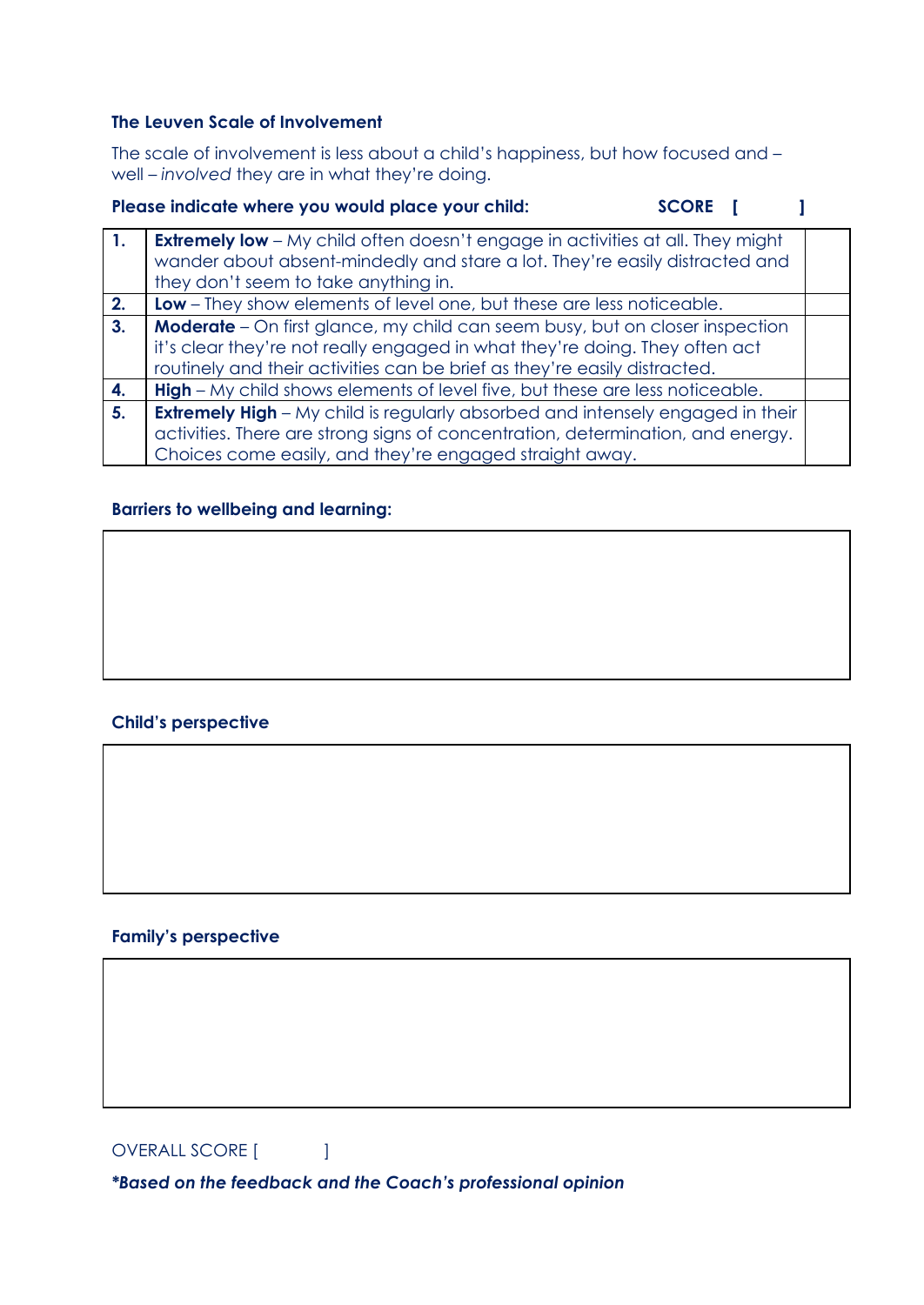### The Leuven Scale of Involvement

The scale of involvement is less about a child's happiness, but how focused and – well – *involved* they are in what they're doing.

**Please indicate where you would place your child:** **SCORE [ ]**

| | | |
|---|---|---|
| **1.** | **Extremely low** – My child often doesn't engage in activities at all. They might wander about absent-mindedly and stare a lot. They're easily distracted and they don't seem to take anything in. | |
| **2.** | **Low** – They show elements of level one, but these are less noticeable. | |
| **3.** | **Moderate** – On first glance, my child can seem busy, but on closer inspection it's clear they're not really engaged in what they're doing. They often act routinely and their activities can be brief as they're easily distracted. | |
| **4.** | **High** – My child shows elements of level five, but these are less noticeable. | |
| **5.** | **Extremely High** – My child is regularly absorbed and intensely engaged in their activities. There are strong signs of concentration, determination, and energy. Choices come easily, and they're engaged straight away. | |

**Barriers to wellbeing and learning:**

**Child's perspective**

**Family's perspective**

OVERALL SCORE [ ]

***Based on the feedback and the Coach's professional opinion**